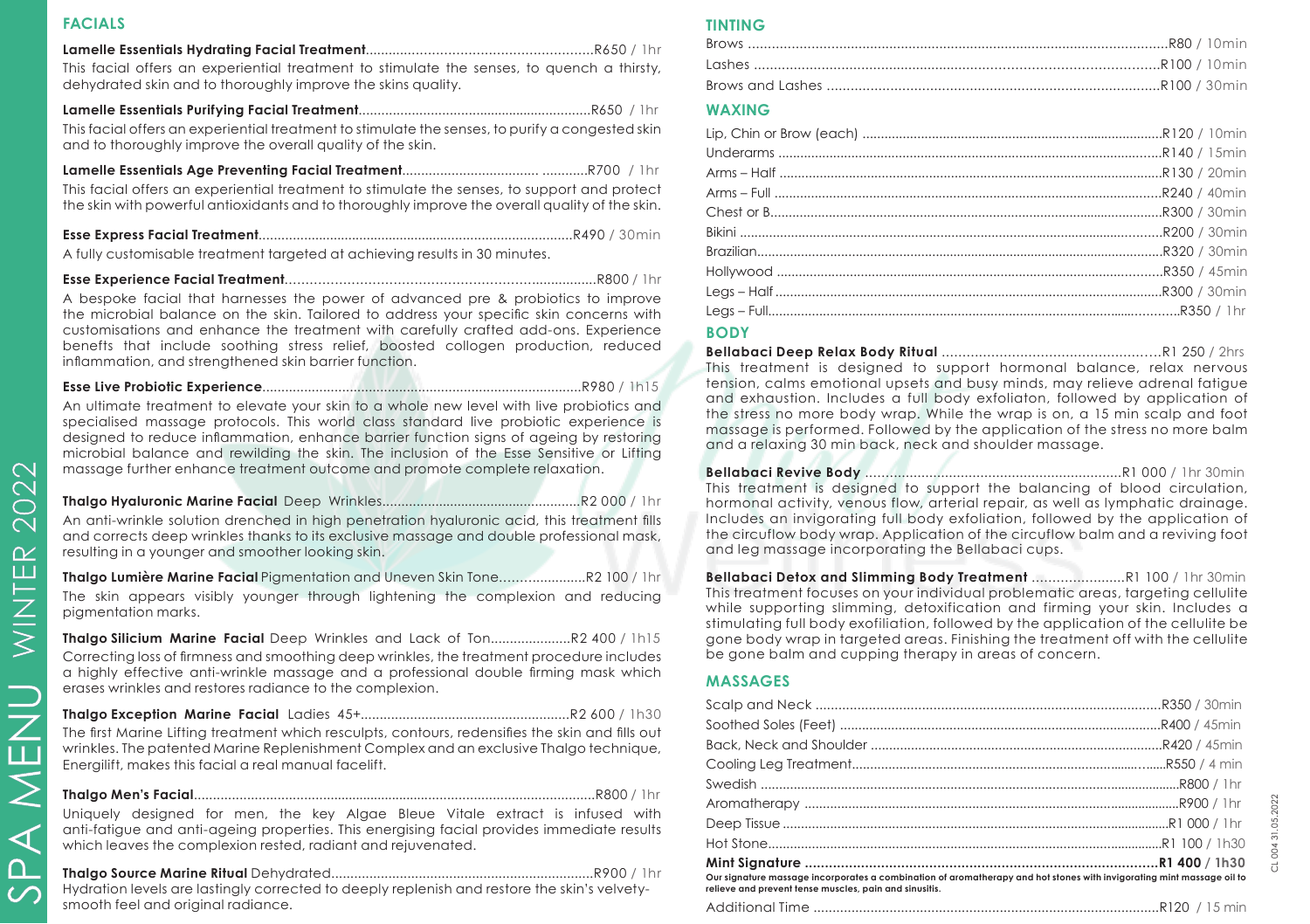## FACIALS

**Lamelle Essentials Hydrating Facial Treatment**......................................................R650 / 1hr
This facial offers an experiential treatment to stimulate the senses, to quench a thirsty, dehydrated skin and to thoroughly improve the skins quality.

**Lamelle Essentials Purifying Facial Treatment**..........................................................R650 / 1hr
This facial offers an experiential treatment to stimulate the senses, to purify a congested skin and to thoroughly improve the overall quality of the skin.

**Lamelle Essentials Age Preventing Facial Treatment**................................. ...........R700 / 1hr
This facial offers an experiential treatment to stimulate the senses, to support and protect the skin with powerful antioxidants and to thoroughly improve the overall quality of the skin.

**Esse Express Facial Treatment**...................................................................................R490 / 30min
A fully customisable treatment targeted at achieving results in 30 minutes.

**Esse Experience Facial Treatment**............................................................................R800 / 1hr
A bespoke facial that harnesses the power of advanced pre & probiotics to improve the microbial balance on the skin. Tailored to address your specific skin concerns with customisations and enhance the treatment with carefully crafted add-ons. Experience benefits that include soothing stress relief, boosted collogen production, reduced inflammation, and strengthened skin barrier function.

**Esse Live Probiotic Experience**..................................................................................R980 / 1h15
An ultimate treatment to elevate your skin to a whole new level with live probiotics and specialised massage protocols. This world class standard live probiotic experience is designed to reduce inflammation, enhance barrier function signs of ageing by restoring microbial balance and rewilding the skin. The inclusion of the Esse Sensitive or Lifting massage further enhance treatment outcome and promote complete relaxation.

**Thalgo Hyaluronic Marine Facial** Deep Wrinkles....................................................R2 000 / 1hr
An anti-wrinkle solution drenched in high penetration hyaluronic acid, this treatment fills and corrects deep wrinkles thanks to its exclusive massage and double professional mask, resulting in a younger and smoother looking skin.

**Thalgo Lumière Marine Facial** Pigmentation and Uneven Skin Tone......................R2 100 / 1hr
The skin appears visibly younger through lightening the complexion and reducing pigmentation marks.

**Thalgo Silicium Marine Facial** Deep Wrinkles and Lack of Ton.....................R2 400 / 1h15
Correcting loss of firmness and smoothing deep wrinkles, the treatment procedure includes a highly effective anti-wrinkle massage and a professional double firming mask which erases wrinkles and restores radiance to the complexion.

**Thalgo Exception Marine Facial** Ladies 45+.......................................................R2 600 / 1h30
The first Marine Lifting treatment which resculpts, contours, redensifies the skin and fills out wrinkles. The patented Marine Replenishment Complex and an exclusive Thalgo technique, Energilift, makes this facial a real manual facelift.

**Thalgo Men's Facial**..........................................................................................R800 / 1hr
Uniquely designed for men, the key Algae Bleue Vitale extract is infused with anti-fatigue and anti-ageing properties. This energising facial provides immediate results which leaves the complexion rested, radiant and rejuvenated.

**Thalgo Source Marine Ritual** Dehydrated....................................................................R900 / 1hr
Hydration levels are lastingly corrected to deeply replenish and restore the skin's velvety-smooth feel and original radiance.

## TINTING

Brows ..........................................................................................................R80 / 10min
Lashes ........................................................................................................R100 / 10min
Brows and Lashes .......................................................................................R100 / 30min

## WAXING

Lip, Chin or Brow (each) ..............................................................................R120 / 10min
Underarms ..................................................................................................R140 / 15min
Arms – Half .................................................................................................R130 / 20min
Arms – Full ..................................................................................................R240 / 40min
Chest or B...................................................................................................R300 / 30min
Bikini ...........................................................................................................R200 / 30min
Brazilian.......................................................................................................R320 / 30min
Hollywood ...................................................................................................R350 / 45min
Legs – Half ..................................................................................................R300 / 30min
Legs – Full....................................................................................................R350 / 1hr

## BODY

**Bellabaci Deep Relax Body Ritual** ......................................................R1 250 / 2hrs
This treatment is designed to support hormonal balance, relax nervous tension, calms emotional upsets and busy minds, may relieve adrenal fatigue and exhaustion. Includes a full body exfoliaton, followed by application of the stress no more body wrap. While the wrap is on, a 15 min scalp and foot massage is performed. Followed by the application of the stress no more balm and a relaxing 30 min back, neck and shoulder massage.

**Bellabaci Revive Body** ..................................................................R1 000 / 1hr 30min
This treatment is designed to support the balancing of blood circulation, hormonal activity, venous flow, arterial repair, as well as lymphatic drainage. Includes an invigorating full body exfoliation, followed by the application of the circuflow body wrap. Application of the circuflow balm and a reviving foot and leg massage incorporating the Bellabaci cups.

**Bellabaci Detox and Slimming Body Treatment** .......................R1 100 / 1hr 30min
This treatment focuses on your individual problematic areas, targeting cellulite while supporting slimming, detoxification and firming your skin. Includes a stimulating full body exofiliation, followed by the application of the cellulite be gone body wrap in targeted areas. Finishing the treatment off with the cellulite be gone balm and cupping therapy in areas of concern.

## MASSAGES

Scalp and Neck ...........................................................................................R350 / 30min
Soothed Soles (Feet) ....................................................................................R400 / 45min
Back, Neck and Shoulder .............................................................................R420 / 45min
Cooling Leg Treatment..................................................................................R550 / 4 min
Swedish .........................................................................................................R800 / 1hr
Aromatherapy ..............................................................................................R900 / 1hr
Deep Tissue ..................................................................................................R1 000 / 1hr
Hot Stone.....................................................................................................R1 100 / 1h30
**Mint Signature** .........................................................................................**R1 400 / 1h30**
**Our signature massage incorporates a combination of aromatherapy and hot stones with invigorating mint massage oil to relieve and prevent tense muscles, pain and sinusitis.**

Additional Time ...........................................................................................R120 / 15 min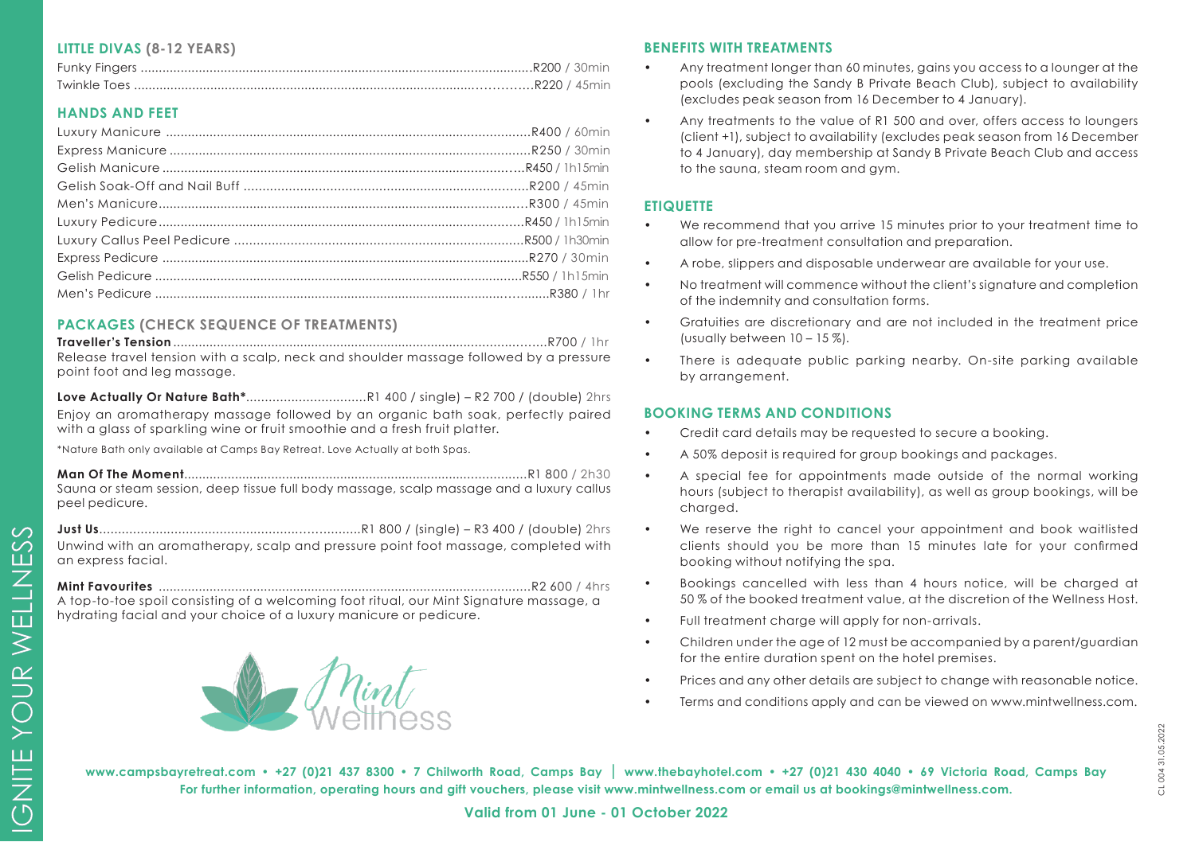## LITTLE DIVAS (8-12 YEARS)

Funky Fingers ........................................................ R200 / 30min
Twinkle Toes ........................................................ R220 / 45min

## HANDS AND FEET

Luxury Manicure ........................................................ R400 / 60min
Express Manicure ........................................................ R250 / 30min
Gelish Manicure ........................................................ R450 / 1h15min
Gelish Soak-Off and Nail Buff ........................................................ R200 / 45min
Men's Manicure ........................................................ R300 / 45min
Luxury Pedicure ........................................................ R450 / 1h15min
Luxury Callus Peel Pedicure ........................................................ R500 / 1h30min
Express Pedicure ........................................................ R270 / 30min
Gelish Pedicure ........................................................ R550 / 1h15min
Men's Pedicure ........................................................ R380 / 1hr

## PACKAGES (CHECK SEQUENCE OF TREATMENTS)

**Traveller's Tension** ........................................................ R700 / 1hr
Release travel tension with a scalp, neck and shoulder massage followed by a pressure point foot and leg massage.

**Love Actually Or Nature Bath*** ........................................................ R1 400 / single) – R2 700 / (double) 2hrs
Enjoy an aromatherapy massage followed by an organic bath soak, perfectly paired with a glass of sparkling wine or fruit smoothie and a fresh fruit platter.

*Nature Bath only available at Camps Bay Retreat. Love Actually at both Spas.

**Man Of The Moment** ........................................................ R1 800 / 2h30
Sauna or steam session, deep tissue full body massage, scalp massage and a luxury callus peel pedicure.

**Just Us** ........................................................ R1 800 / (single) – R3 400 / (double) 2hrs
Unwind with an aromatherapy, scalp and pressure point foot massage, completed with an express facial.

**Mint Favourites** ........................................................ R2 600 / 4hrs
A top-to-toe spoil consisting of a welcoming foot ritual, our Mint Signature massage, a hydrating facial and your choice of a luxury manicure or pedicure.

Mint Wellness

## BENEFITS WITH TREATMENTS

- Any treatment longer than 60 minutes, gains you access to a lounger at the pools (excluding the Sandy B Private Beach Club), subject to availability (excludes peak season from 16 December to 4 January).
- Any treatments to the value of R1 500 and over, offers access to loungers (client +1), subject to availability (excludes peak season from 16 December to 4 January), day membership at Sandy B Private Beach Club and access to the sauna, steam room and gym.

## ETIQUETTE

- We recommend that you arrive 15 minutes prior to your treatment time to allow for pre-treatment consultation and preparation.
- A robe, slippers and disposable underwear are available for your use.
- No treatment will commence without the client's signature and completion of the indemnity and consultation forms.
- Gratuities are discretionary and are not included in the treatment price (usually between 10 – 15 %).
- There is adequate public parking nearby. On-site parking available by arrangement.

## BOOKING TERMS AND CONDITIONS

- Credit card details may be requested to secure a booking.
- A 50% deposit is required for group bookings and packages.
- A special fee for appointments made outside of the normal working hours (subject to therapist availability), as well as group bookings, will be charged.
- We reserve the right to cancel your appointment and book waitlisted clients should you be more than 15 minutes late for your confirmed booking without notifying the spa.
- Bookings cancelled with less than 4 hours notice, will be charged at 50 % of the booked treatment value, at the discretion of the Wellness Host.
- Full treatment charge will apply for non-arrivals.
- Children under the age of 12 must be accompanied by a parent/guardian for the entire duration spent on the hotel premises.
- Prices and any other details are subject to change with reasonable notice.
- Terms and conditions apply and can be viewed on www.mintwellness.com.

**www.campsbayretreat.com • +27 (0)21 437 8300 • 7 Chilworth Road, Camps Bay | www.thebayhotel.com • +27 (0)21 430 4040 • 69 Victoria Road, Camps Bay**
**For further information, operating hours and gift vouchers, please visit www.mintwellness.com or email us at bookings@mintwellness.com.**

**Valid from 01 June - 01 October 2022**

IGNITE YOUR WELLNESS

CL 004 31.05.2022